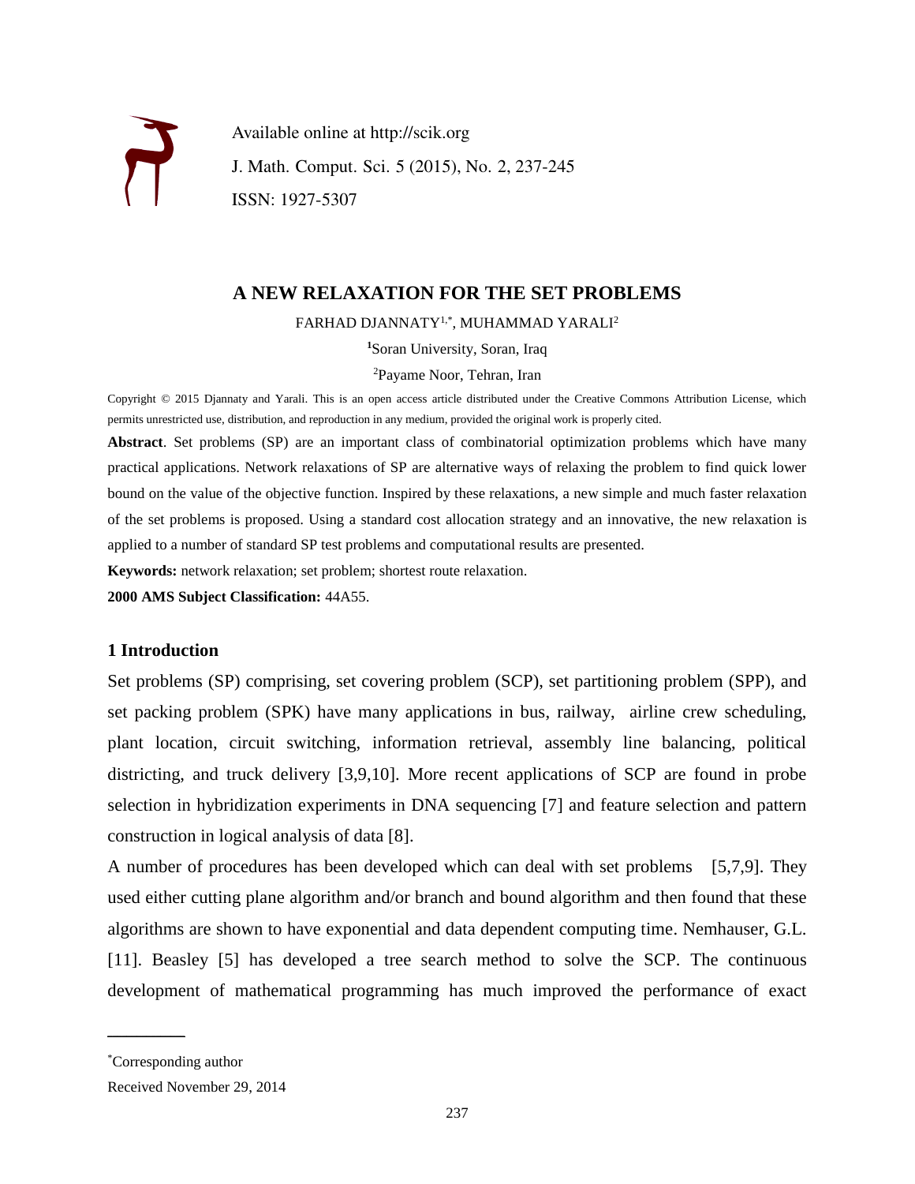Available online at http://scik.org

J. Math. Comput. Sci. 5 (2015), No. 2, 237-245

ISSN: 1927-5307

# A NEW RELAXATION FOR THE SET PROBLEMS

FARHAD DJANNATY[1,*], MUHAMMAD YARALI[2]

[1]Soran University, Soran, Iraq

[2]Payame Noor, Tehran, Iran

Copyright © 2015 Djannaty and Yarali. This is an open access article distributed under the Creative Commons Attribution License, which permits unrestricted use, distribution, and reproduction in any medium, provided the original work is properly cited.

**Abstract**. Set problems (SP) are an important class of combinatorial optimization problems which have many practical applications. Network relaxations of SP are alternative ways of relaxing the problem to find quick lower bound on the value of the objective function. Inspired by these relaxations, a new simple and much faster relaxation of the set problems is proposed. Using a standard cost allocation strategy and an innovative, the new relaxation is applied to a number of standard SP test problems and computational results are presented.

**Keywords:** network relaxation; set problem; shortest route relaxation.

**2000 AMS Subject Classification:** 44A55.

## 1 Introduction

Set problems (SP) comprising, set covering problem (SCP), set partitioning problem (SPP), and set packing problem (SPK) have many applications in bus, railway, airline crew scheduling, plant location, circuit switching, information retrieval, assembly line balancing, political districting, and truck delivery [3,9,10]. More recent applications of SCP are found in probe selection in hybridization experiments in DNA sequencing [7] and feature selection and pattern construction in logical analysis of data [8].

A number of procedures has been developed which can deal with set problems [5,7,9]. They used either cutting plane algorithm and/or branch and bound algorithm and then found that these algorithms are shown to have exponential and data dependent computing time. Nemhauser, G.L. [11]. Beasley [5] has developed a tree search method to solve the SCP. The continuous development of mathematical programming has much improved the performance of exact

---

*Corresponding author

Received November 29, 2014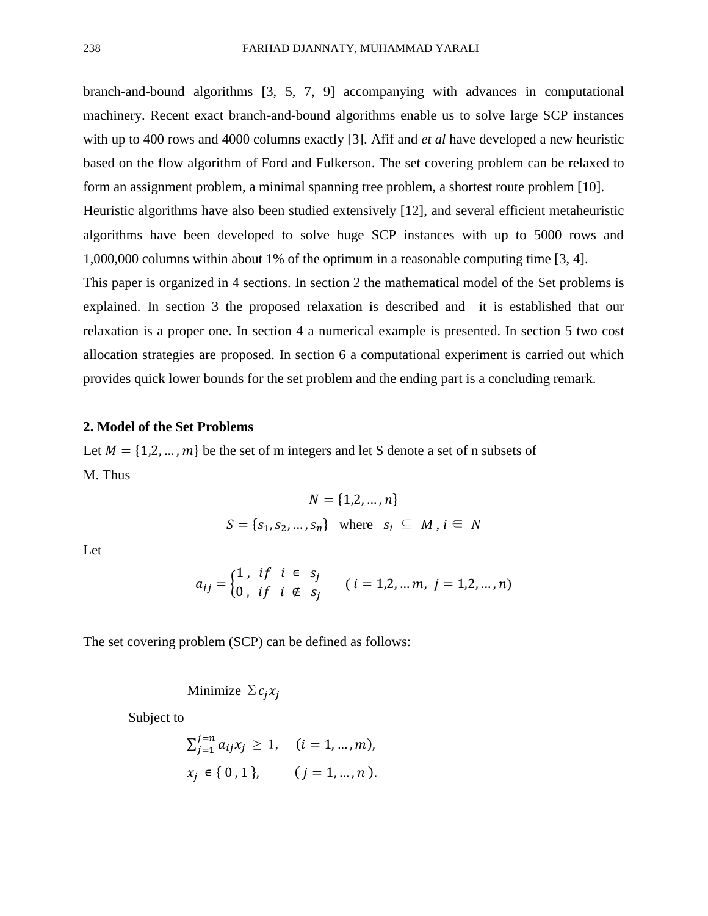branch-and-bound algorithms [3, 5, 7, 9] accompanying with advances in computational machinery. Recent exact branch-and-bound algorithms enable us to solve large SCP instances with up to 400 rows and 4000 columns exactly [3]. Afif and *et al* have developed a new heuristic based on the flow algorithm of Ford and Fulkerson. The set covering problem can be relaxed to form an assignment problem, a minimal spanning tree problem, a shortest route problem [10].

Heuristic algorithms have also been studied extensively [12], and several efficient metaheuristic algorithms have been developed to solve huge SCP instances with up to 5000 rows and 1,000,000 columns within about 1% of the optimum in a reasonable computing time [3, 4].

This paper is organized in 4 sections. In section 2 the mathematical model of the Set problems is explained. In section 3 the proposed relaxation is described and it is established that our relaxation is a proper one. In section 4 a numerical example is presented. In section 5 two cost allocation strategies are proposed. In section 6 a computational experiment is carried out which provides quick lower bounds for the set problem and the ending part is a concluding remark.

## 2. Model of the Set Problems

Let $M = \{1,2, \dots , m\}$ be the set of m integers and let S denote a set of n subsets of M. Thus

$$N = \{1,2, \dots , n\}$$

$$S = \{s_1, s_2, \dots , s_n\} \quad \text{where} \quad s_i \subseteq M , i \in N$$

Let

$$a_{ij} = \begin{cases} 1 , & if \quad i \in s_j \\ 0 , & if \quad i \notin s_j \end{cases} \qquad ( i = 1,2, \dots m, \ j = 1,2, \dots , n)$$

The set covering problem (SCP) can be defined as follows:

$$\text{Minimize } \Sigma c_j x_j$$

Subject to

$$\sum_{j=1}^{j=n} a_{ij} x_j \geq 1, \quad (i = 1, \dots , m),$$

$$x_j \in \{ 0 , 1 \}, \qquad ( j = 1, \dots , n ).$$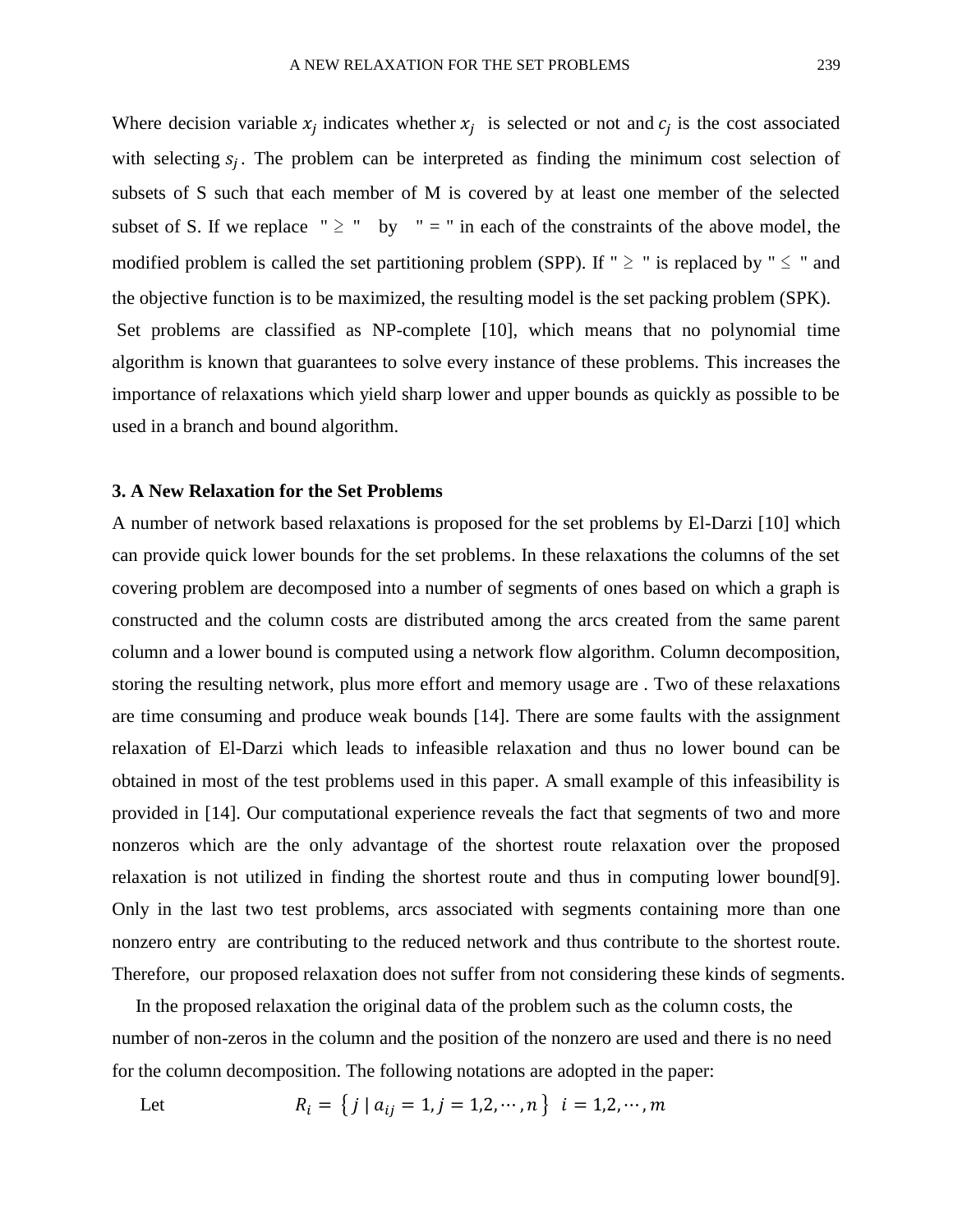Where decision variable $x_j$ indicates whether $x_j$ is selected or not and $c_j$ is the cost associated with selecting $s_j$. The problem can be interpreted as finding the minimum cost selection of subsets of S such that each member of M is covered by at least one member of the selected subset of S. If we replace " $\geq$ " by " = " in each of the constraints of the above model, the modified problem is called the set partitioning problem (SPP). If " $\geq$ " is replaced by " $\leq$ " and the objective function is to be maximized, the resulting model is the set packing problem (SPK).

Set problems are classified as NP-complete [10], which means that no polynomial time algorithm is known that guarantees to solve every instance of these problems. This increases the importance of relaxations which yield sharp lower and upper bounds as quickly as possible to be used in a branch and bound algorithm.

## 3. A New Relaxation for the Set Problems

A number of network based relaxations is proposed for the set problems by El-Darzi [10] which can provide quick lower bounds for the set problems. In these relaxations the columns of the set covering problem are decomposed into a number of segments of ones based on which a graph is constructed and the column costs are distributed among the arcs created from the same parent column and a lower bound is computed using a network flow algorithm. Column decomposition, storing the resulting network, plus more effort and memory usage are . Two of these relaxations are time consuming and produce weak bounds [14]. There are some faults with the assignment relaxation of El-Darzi which leads to infeasible relaxation and thus no lower bound can be obtained in most of the test problems used in this paper. A small example of this infeasibility is provided in [14]. Our computational experience reveals the fact that segments of two and more nonzeros which are the only advantage of the shortest route relaxation over the proposed relaxation is not utilized in finding the shortest route and thus in computing lower bound[9]. Only in the last two test problems, arcs associated with segments containing more than one nonzero entry are contributing to the reduced network and thus contribute to the shortest route. Therefore, our proposed relaxation does not suffer from not considering these kinds of segments.

In the proposed relaxation the original data of the problem such as the column costs, the number of non-zeros in the column and the position of the nonzero are used and there is no need for the column decomposition. The following notations are adopted in the paper:

Let $$R_i = \{ j \mid a_{ij} = 1, j = 1,2,\cdots,n \} \quad i = 1,2,\cdots,m$$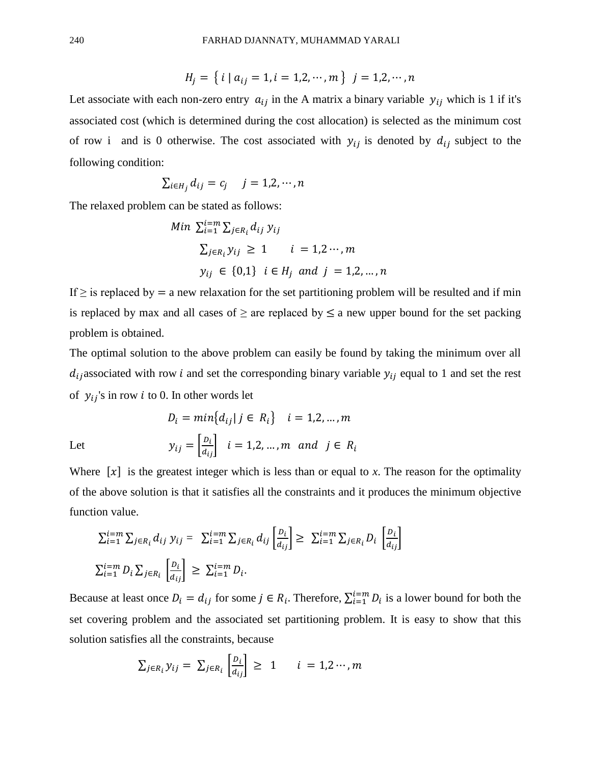$$H_j = \{ i \mid a_{ij} = 1, i = 1,2,\cdots,m \} \quad j = 1,2,\cdots,n$$

Let associate with each non-zero entry $a_{ij}$ in the A matrix a binary variable $y_{ij}$ which is 1 if it's associated cost (which is determined during the cost allocation) is selected as the minimum cost of row i and is 0 otherwise. The cost associated with $y_{ij}$ is denoted by $d_{ij}$ subject to the following condition:

$$\sum_{i \in H_j} d_{ij} = c_j \quad j = 1,2,\cdots,n$$

The relaxed problem can be stated as follows:

$$Min \ \sum_{i=1}^{i=m} \sum_{j \in R_i} d_{ij} \, y_{ij}$$

$$\sum_{j \in R_i} y_{ij} \ \geq \ 1 \qquad i = 1,2 \cdots, m$$

$$y_{ij} \ \in \ \{0,1\} \quad i \in H_j \ \ and \ \ j = 1,2,\ldots,n$$

If $\geq$ is replaced by $=$ a new relaxation for the set partitioning problem will be resulted and if min is replaced by max and all cases of $\geq$ are replaced by $\leq$ a new upper bound for the set packing problem is obtained.

The optimal solution to the above problem can easily be found by taking the minimum over all $d_{ij}$ associated with row $i$ and set the corresponding binary variable $y_{ij}$ equal to 1 and set the rest of $y_{ij}$'s in row $i$ to 0. In other words let

$$D_i = min\{d_{ij} \mid j \in R_i\} \quad i = 1,2,\ldots,m$$

Let

$$y_{ij} = \left[\frac{D_i}{d_{ij}}\right] \quad i = 1,2,\ldots,m \ \ and \ \ j \in R_i$$

Where $[x]$ is the greatest integer which is less than or equal to $x$. The reason for the optimality of the above solution is that it satisfies all the constraints and it produces the minimum objective function value.

$$\sum_{i=1}^{i=m} \sum_{j \in R_i} d_{ij} \, y_{ij} = \sum_{i=1}^{i=m} \sum_{j \in R_i} d_{ij} \left[\frac{D_i}{d_{ij}}\right] \geq \sum_{i=1}^{i=m} \sum_{j \in R_i} D_i \left[\frac{D_i}{d_{ij}}\right]$$

$$\sum_{i=1}^{i=m} D_i \sum_{j \in R_i} \left[\frac{D_i}{d_{ij}}\right] \ \geq \ \sum_{i=1}^{i=m} D_i.$$

Because at least once $D_i = d_{ij}$ for some $j \in R_i$. Therefore, $\sum_{i=1}^{i=m} D_i$ is a lower bound for both the set covering problem and the associated set partitioning problem. It is easy to show that this solution satisfies all the constraints, because

$$\sum_{j \in R_i} y_{ij} = \sum_{j \in R_i} \left[\frac{D_i}{d_{ij}}\right] \ \geq \ 1 \qquad i = 1,2 \cdots, m$$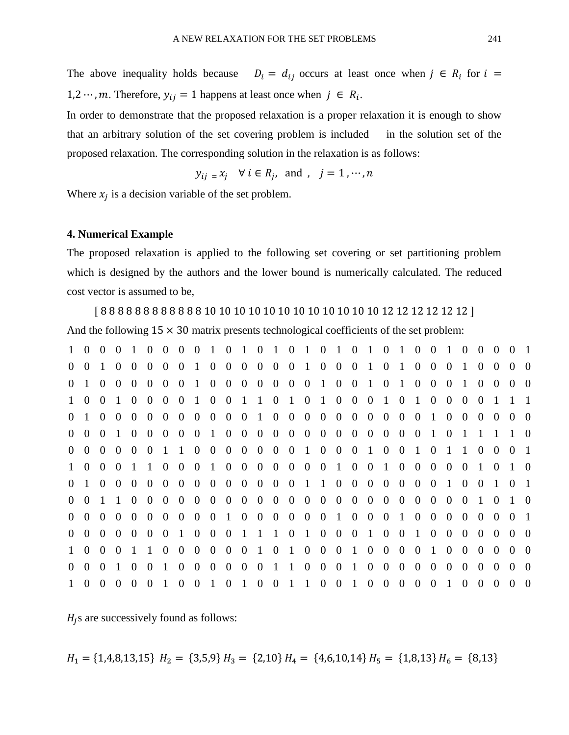The above inequality holds because $D_i = d_{ij}$ occurs at least once when $j \in R_i$ for $i = 1,2 \cdots, m$. Therefore, $y_{ij} = 1$ happens at least once when $j \in R_i$.

In order to demonstrate that the proposed relaxation is a proper relaxation it is enough to show that an arbitrary solution of the set covering problem is included in the solution set of the proposed relaxation. The corresponding solution in the relaxation is as follows:

$$y_{ij} = x_j \quad \forall\, i \in R_j, \text{ and }, \quad j = 1, \cdots, n$$

Where $x_j$ is a decision variable of the set problem.

**4. Numerical Example**

The proposed relaxation is applied to the following set covering or set partitioning problem which is designed by the authors and the lower bound is numerically calculated. The reduced cost vector is assumed to be,

[ 8 8 8 8 8 8 8 8 8 8 8 8 8 8 10 10 10 10 10 10 10 10 10 10 10 10 12 12 12 12 12 12 ]

And the following $15 \times 30$ matrix presents technological coefficients of the set problem:

| | | | | | | | | | | | | | | | | | | | | | | | | | | | | | |
|---|---|---|---|---|---|---|---|---|---|---|---|---|---|---|---|---|---|---|---|---|---|---|---|---|---|---|---|---|---|
| 1 | 0 | 0 | 0 | 1 | 0 | 0 | 0 | 0 | 0 | 1 | 0 | 1 | 0 | 1 | 0 | 1 | 0 | 1 | 0 | 1 | 0 | 1 | 0 | 0 | 1 | 0 | 0 | 0 | 0 | 1 |
| 0 | 0 | 1 | 0 | 0 | 0 | 0 | 0 | 1 | 0 | 0 | 0 | 0 | 0 | 0 | 1 | 0 | 0 | 0 | 1 | 0 | 1 | 0 | 0 | 0 | 1 | 0 | 0 | 0 | 0 |
| 0 | 1 | 0 | 0 | 0 | 0 | 0 | 0 | 1 | 0 | 0 | 0 | 0 | 0 | 0 | 0 | 1 | 0 | 0 | 1 | 0 | 1 | 0 | 0 | 0 | 1 | 0 | 0 | 0 | 0 |
| 1 | 0 | 0 | 1 | 0 | 0 | 0 | 0 | 1 | 0 | 0 | 1 | 1 | 0 | 1 | 0 | 1 | 0 | 0 | 0 | 1 | 0 | 1 | 0 | 0 | 0 | 0 | 1 | 1 | 1 |
| 0 | 1 | 0 | 0 | 0 | 0 | 0 | 0 | 0 | 0 | 0 | 0 | 1 | 0 | 0 | 0 | 0 | 0 | 0 | 0 | 0 | 0 | 0 | 1 | 0 | 0 | 0 | 0 | 0 | 0 |
| 0 | 0 | 0 | 1 | 0 | 0 | 0 | 0 | 0 | 1 | 0 | 0 | 0 | 0 | 0 | 0 | 0 | 0 | 0 | 0 | 0 | 0 | 0 | 1 | 0 | 1 | 1 | 1 | 1 | 0 |
| 0 | 0 | 0 | 0 | 0 | 0 | 1 | 1 | 0 | 0 | 0 | 0 | 0 | 0 | 0 | 1 | 0 | 0 | 0 | 1 | 0 | 0 | 1 | 0 | 1 | 1 | 0 | 0 | 0 | 1 |
| 1 | 0 | 0 | 0 | 1 | 1 | 0 | 0 | 0 | 1 | 0 | 0 | 0 | 0 | 0 | 0 | 0 | 1 | 0 | 0 | 1 | 0 | 0 | 0 | 0 | 0 | 1 | 0 | 1 | 0 |
| 0 | 1 | 0 | 0 | 0 | 0 | 0 | 0 | 0 | 0 | 0 | 0 | 0 | 0 | 0 | 1 | 1 | 0 | 0 | 0 | 0 | 0 | 0 | 0 | 1 | 0 | 0 | 1 | 0 | 1 |
| 0 | 0 | 1 | 1 | 0 | 0 | 0 | 0 | 0 | 0 | 0 | 0 | 0 | 0 | 0 | 0 | 0 | 0 | 0 | 0 | 0 | 0 | 0 | 0 | 0 | 0 | 1 | 0 | 1 | 0 |
| 0 | 0 | 0 | 0 | 0 | 0 | 0 | 0 | 0 | 0 | 1 | 0 | 0 | 0 | 0 | 0 | 0 | 1 | 0 | 0 | 0 | 1 | 0 | 0 | 0 | 0 | 0 | 0 | 0 | 1 |
| 0 | 0 | 0 | 0 | 0 | 0 | 0 | 1 | 0 | 0 | 0 | 1 | 1 | 1 | 0 | 1 | 0 | 0 | 0 | 1 | 0 | 0 | 1 | 0 | 0 | 0 | 0 | 0 | 0 | 0 |
| 1 | 0 | 0 | 0 | 1 | 1 | 0 | 0 | 0 | 0 | 0 | 0 | 1 | 0 | 1 | 0 | 0 | 0 | 1 | 0 | 0 | 0 | 0 | 1 | 0 | 0 | 0 | 0 | 0 | 0 |
| 0 | 0 | 0 | 1 | 0 | 0 | 1 | 0 | 0 | 0 | 0 | 0 | 0 | 1 | 1 | 0 | 0 | 0 | 1 | 0 | 0 | 0 | 0 | 0 | 0 | 0 | 0 | 0 | 0 | 0 |
| 1 | 0 | 0 | 0 | 0 | 0 | 1 | 0 | 0 | 1 | 0 | 1 | 0 | 0 | 1 | 1 | 0 | 0 | 1 | 0 | 0 | 0 | 0 | 0 | 1 | 0 | 0 | 0 | 0 | 0 |

$H_j$s are successively found as follows:

$H_1 = \{1,4,8,13,15\}$ $H_2 = \{3,5,9\}$ $H_3 = \{2,10\}$ $H_4 = \{4,6,10,14\}$ $H_5 = \{1,8,13\}$ $H_6 = \{8,13\}$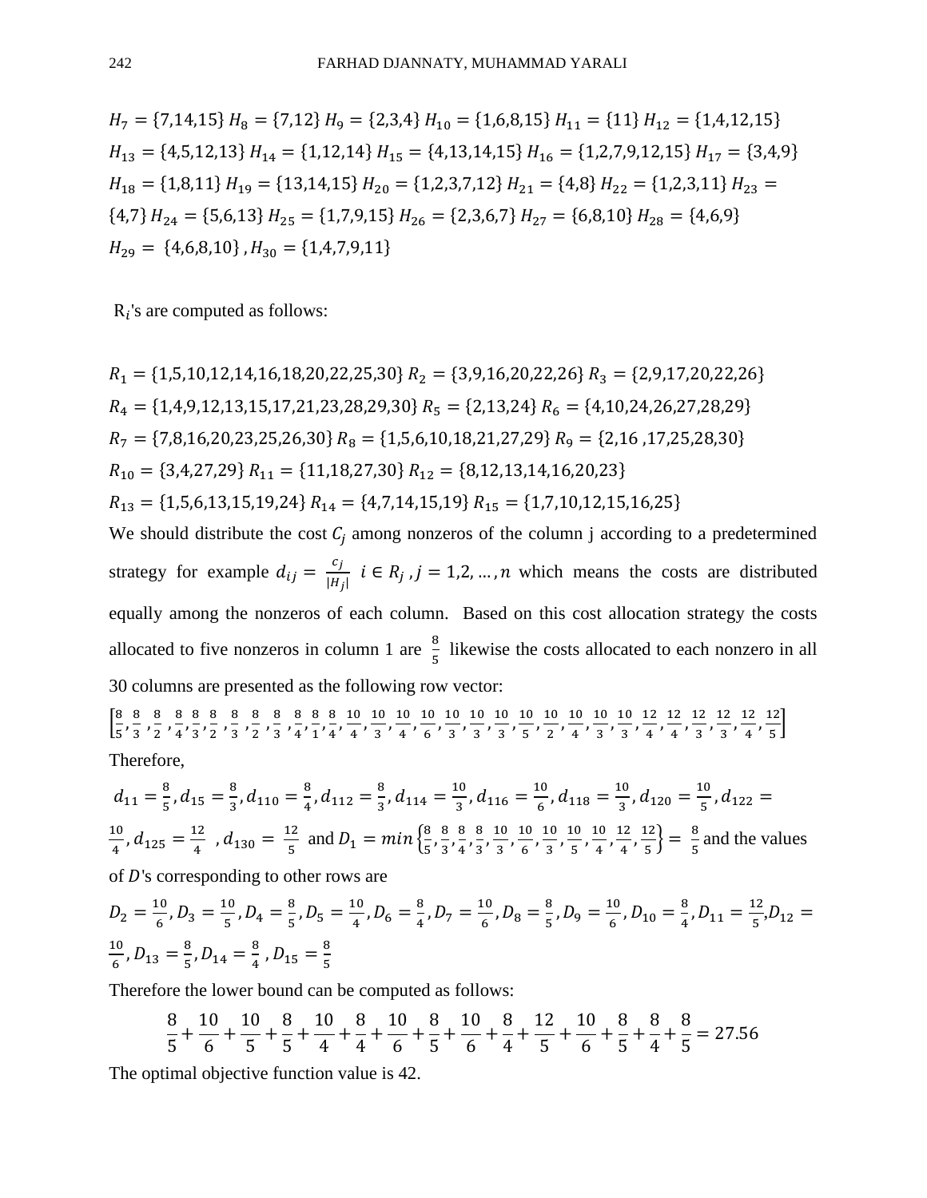$H_7 = \{7,14,15\}$ $H_8 = \{7,12\}$ $H_9 = \{2,3,4\}$ $H_{10} = \{1,6,8,15\}$ $H_{11} = \{11\}$ $H_{12} = \{1,4,12,15\}$ $H_{13} = \{4,5,12,13\}$ $H_{14} = \{1,12,14\}$ $H_{15} = \{4,13,14,15\}$ $H_{16} = \{1,2,7,9,12,15\}$ $H_{17} = \{3,4,9\}$ $H_{18} = \{1,8,11\}$ $H_{19} = \{13,14,15\}$ $H_{20} = \{1,2,3,7,12\}$ $H_{21} = \{4,8\}$ $H_{22} = \{1,2,3,11\}$ $H_{23} = \{4,7\}$ $H_{24} = \{5,6,13\}$ $H_{25} = \{1,7,9,15\}$ $H_{26} = \{2,3,6,7\}$ $H_{27} = \{6,8,10\}$ $H_{28} = \{4,6,9\}$ $H_{29} = \{4,6,8,10\}$, $H_{30} = \{1,4,7,9,11\}$

$R_i$'s are computed as follows:

$R_1 = \{1,5,10,12,14,16,18,20,22,25,30\}$ $R_2 = \{3,9,16,20,22,26\}$ $R_3 = \{2,9,17,20,22,26\}$ $R_4 = \{1,4,9,12,13,15,17,21,23,28,29,30\}$ $R_5 = \{2,13,24\}$ $R_6 = \{4,10,24,26,27,28,29\}$ $R_7 = \{7,8,16,20,23,25,26,30\}$ $R_8 = \{1,5,6,10,18,21,27,29\}$ $R_9 = \{2,16,17,25,28,30\}$ $R_{10} = \{3,4,27,29\}$ $R_{11} = \{11,18,27,30\}$ $R_{12} = \{8,12,13,14,16,20,23\}$ $R_{13} = \{1,5,6,13,15,19,24\}$ $R_{14} = \{4,7,14,15,19\}$ $R_{15} = \{1,7,10,12,15,16,25\}$

We should distribute the cost $C_j$ among nonzeros of the column j according to a predetermined strategy for example $d_{ij} = \frac{c_j}{|H_j|}$ $i \in R_j$, $j = 1,2,\dots,n$ which means the costs are distributed equally among the nonzeros of each column. Based on this cost allocation strategy the costs allocated to five nonzeros in column 1 are $\frac{8}{5}$ likewise the costs allocated to each nonzero in all 30 columns are presented as the following row vector:

$$\left[\frac{8}{5},\frac{8}{3},\frac{8}{2},\frac{8}{4},\frac{8}{3},\frac{8}{2},\frac{8}{3},\frac{8}{2},\frac{8}{3},\frac{8}{4},\frac{8}{1},\frac{8}{4},\frac{10}{4},\frac{10}{3},\frac{10}{4},\frac{10}{6},\frac{10}{3},\frac{10}{3},\frac{10}{3},\frac{10}{5},\frac{10}{2},\frac{10}{4},\frac{10}{3},\frac{10}{3},\frac{12}{4},\frac{12}{4},\frac{12}{3},\frac{12}{3},\frac{12}{4},\frac{12}{5}\right]$$

Therefore,

$d_{11} = \frac{8}{5}, d_{15} = \frac{8}{3}, d_{110} = \frac{8}{4}, d_{112} = \frac{8}{3}, d_{114} = \frac{10}{3}, d_{116} = \frac{10}{6}, d_{118} = \frac{10}{3}, d_{120} = \frac{10}{5}, d_{122} = \frac{10}{4}, d_{125} = \frac{12}{4}$, $d_{130} = \frac{12}{5}$ and $D_1 = min\left\{\frac{8}{5},\frac{8}{3},\frac{8}{4},\frac{8}{3},\frac{10}{3},\frac{10}{6},\frac{10}{3},\frac{10}{5},\frac{10}{4},\frac{12}{4},\frac{12}{5}\right\} = \frac{8}{5}$ and the values of $D$'s corresponding to other rows are

$D_2 = \frac{10}{6}, D_3 = \frac{10}{5}, D_4 = \frac{8}{5}, D_5 = \frac{10}{4}, D_6 = \frac{8}{4}, D_7 = \frac{10}{6}, D_8 = \frac{8}{5}, D_9 = \frac{10}{6}, D_{10} = \frac{8}{4}, D_{11} = \frac{12}{5}, D_{12} = \frac{10}{6}, D_{13} = \frac{8}{5}, D_{14} = \frac{8}{4}$, $D_{15} = \frac{8}{5}$

Therefore the lower bound can be computed as follows:

$$\frac{8}{5}+\frac{10}{6}+\frac{10}{5}+\frac{8}{5}+\frac{10}{4}+\frac{8}{4}+\frac{10}{6}+\frac{8}{5}+\frac{10}{6}+\frac{8}{4}+\frac{12}{5}+\frac{10}{6}+\frac{8}{5}+\frac{8}{4}+\frac{8}{5} = 27.56$$

The optimal objective function value is 42.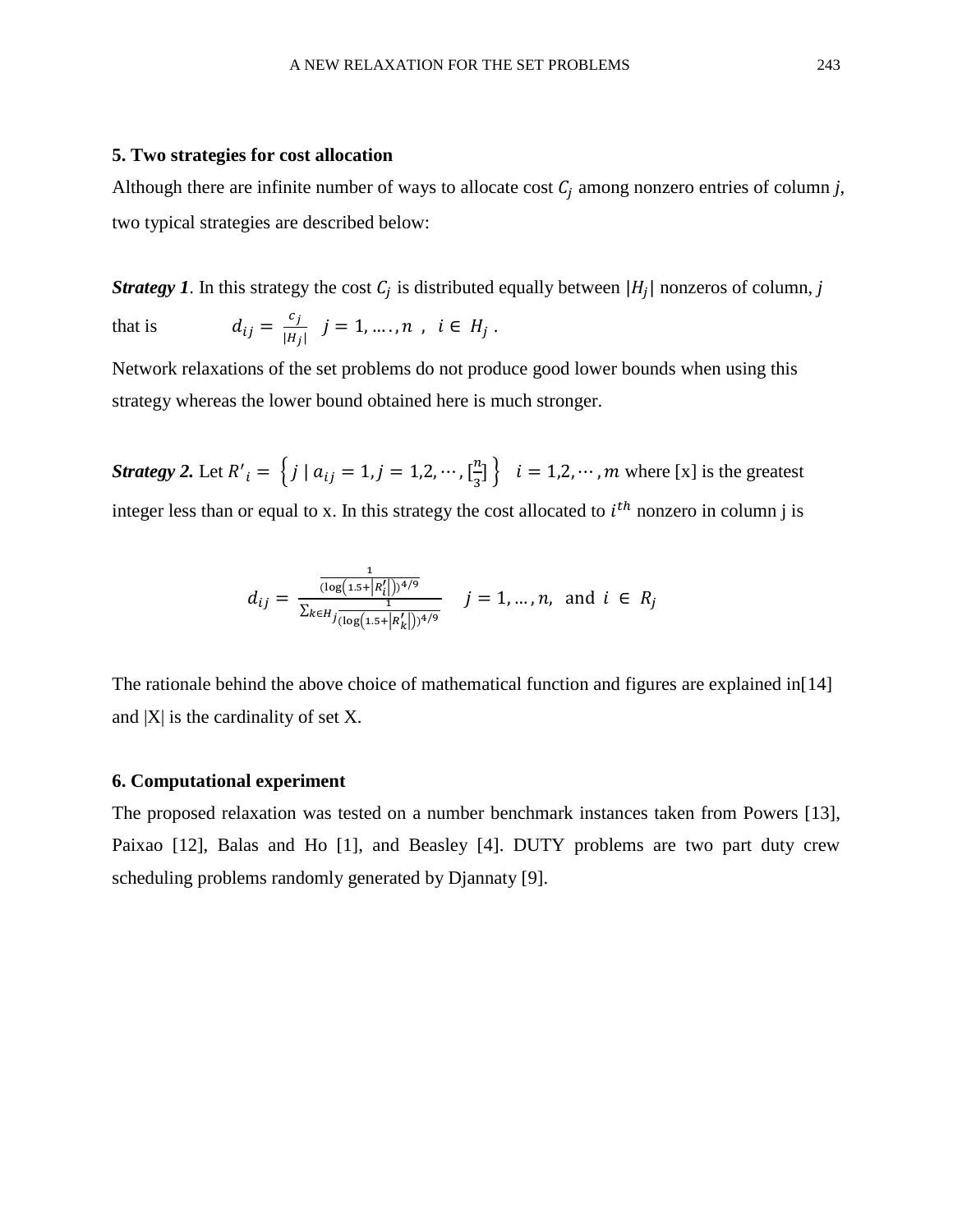## 5. Two strategies for cost allocation

Although there are infinite number of ways to allocate cost $C_j$ among nonzero entries of column $j$, two typical strategies are described below:

***Strategy 1***. In this strategy the cost $C_j$ is distributed equally between $|H_j|$ nonzeros of column, $j$ that is $d_{ij} = \frac{c_j}{|H_j|}$ $j = 1, \ldots, n$ , $i \in H_j$ .

Network relaxations of the set problems do not produce good lower bounds when using this strategy whereas the lower bound obtained here is much stronger.

***Strategy 2.*** Let $R'_i = \left\{ j \mid a_{ij} = 1, j = 1,2, \cdots, [\frac{n}{3}] \right\}$ $i = 1,2, \cdots, m$ where [x] is the greatest integer less than or equal to x. In this strategy the cost allocated to $i^{th}$ nonzero in column j is

$$d_{ij} = \frac{\frac{1}{(\log(1.5+|R'_i|))^{4/9}}}{\sum_{k \in H_j} \frac{1}{(\log(1.5+|R'_k|))^{4/9}}} \quad j = 1, \ldots, n, \text{ and } i \in R_j$$

The rationale behind the above choice of mathematical function and figures are explained in[14] and |X| is the cardinality of set X.

## 6. Computational experiment

The proposed relaxation was tested on a number benchmark instances taken from Powers [13], Paixao [12], Balas and Ho [1], and Beasley [4]. DUTY problems are two part duty crew scheduling problems randomly generated by Djannaty [9].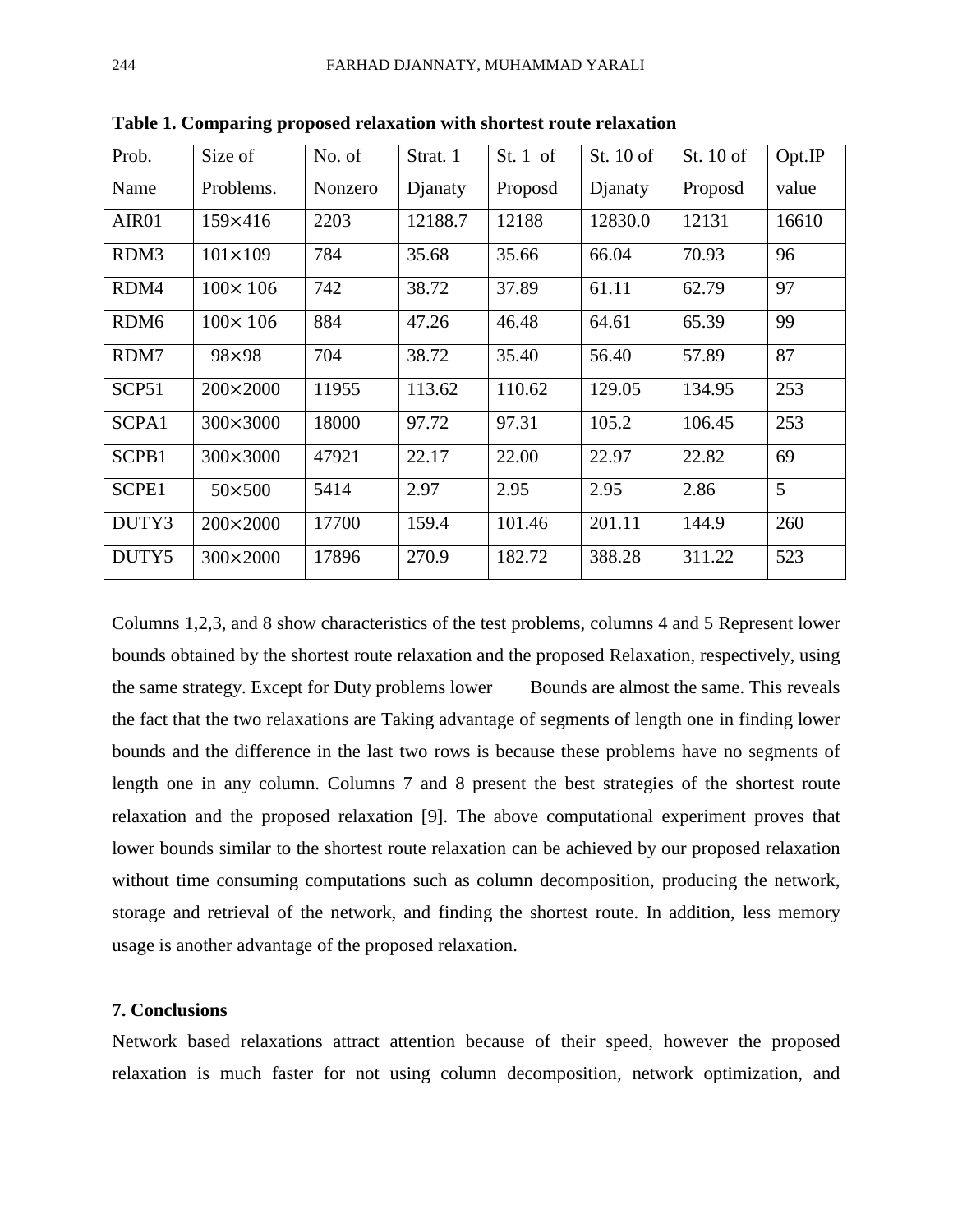**Table 1. Comparing proposed relaxation with shortest route relaxation**

| Prob. Name | Size of Problems. | No. of Nonzero | Strat. 1 Djanaty | St. 1 of Proposd | St. 10 of Djanaty | St. 10 of Proposd | Opt.IP value |
|---|---|---|---|---|---|---|---|
| AIR01 | 159×416 | 2203 | 12188.7 | 12188 | 12830.0 | 12131 | 16610 |
| RDM3 | 101×109 | 784 | 35.68 | 35.66 | 66.04 | 70.93 | 96 |
| RDM4 | 100× 106 | 742 | 38.72 | 37.89 | 61.11 | 62.79 | 97 |
| RDM6 | 100× 106 | 884 | 47.26 | 46.48 | 64.61 | 65.39 | 99 |
| RDM7 | 98×98 | 704 | 38.72 | 35.40 | 56.40 | 57.89 | 87 |
| SCP51 | 200×2000 | 11955 | 113.62 | 110.62 | 129.05 | 134.95 | 253 |
| SCPA1 | 300×3000 | 18000 | 97.72 | 97.31 | 105.2 | 106.45 | 253 |
| SCPB1 | 300×3000 | 47921 | 22.17 | 22.00 | 22.97 | 22.82 | 69 |
| SCPE1 | 50×500 | 5414 | 2.97 | 2.95 | 2.95 | 2.86 | 5 |
| DUTY3 | 200×2000 | 17700 | 159.4 | 101.46 | 201.11 | 144.9 | 260 |
| DUTY5 | 300×2000 | 17896 | 270.9 | 182.72 | 388.28 | 311.22 | 523 |

Columns 1,2,3, and 8 show characteristics of the test problems, columns 4 and 5 Represent lower bounds obtained by the shortest route relaxation and the proposed Relaxation, respectively, using the same strategy. Except for Duty problems lower Bounds are almost the same. This reveals the fact that the two relaxations are Taking advantage of segments of length one in finding lower bounds and the difference in the last two rows is because these problems have no segments of length one in any column. Columns 7 and 8 present the best strategies of the shortest route relaxation and the proposed relaxation [9]. The above computational experiment proves that lower bounds similar to the shortest route relaxation can be achieved by our proposed relaxation without time consuming computations such as column decomposition, producing the network, storage and retrieval of the network, and finding the shortest route. In addition, less memory usage is another advantage of the proposed relaxation.

## 7. Conclusions

Network based relaxations attract attention because of their speed, however the proposed relaxation is much faster for not using column decomposition, network optimization, and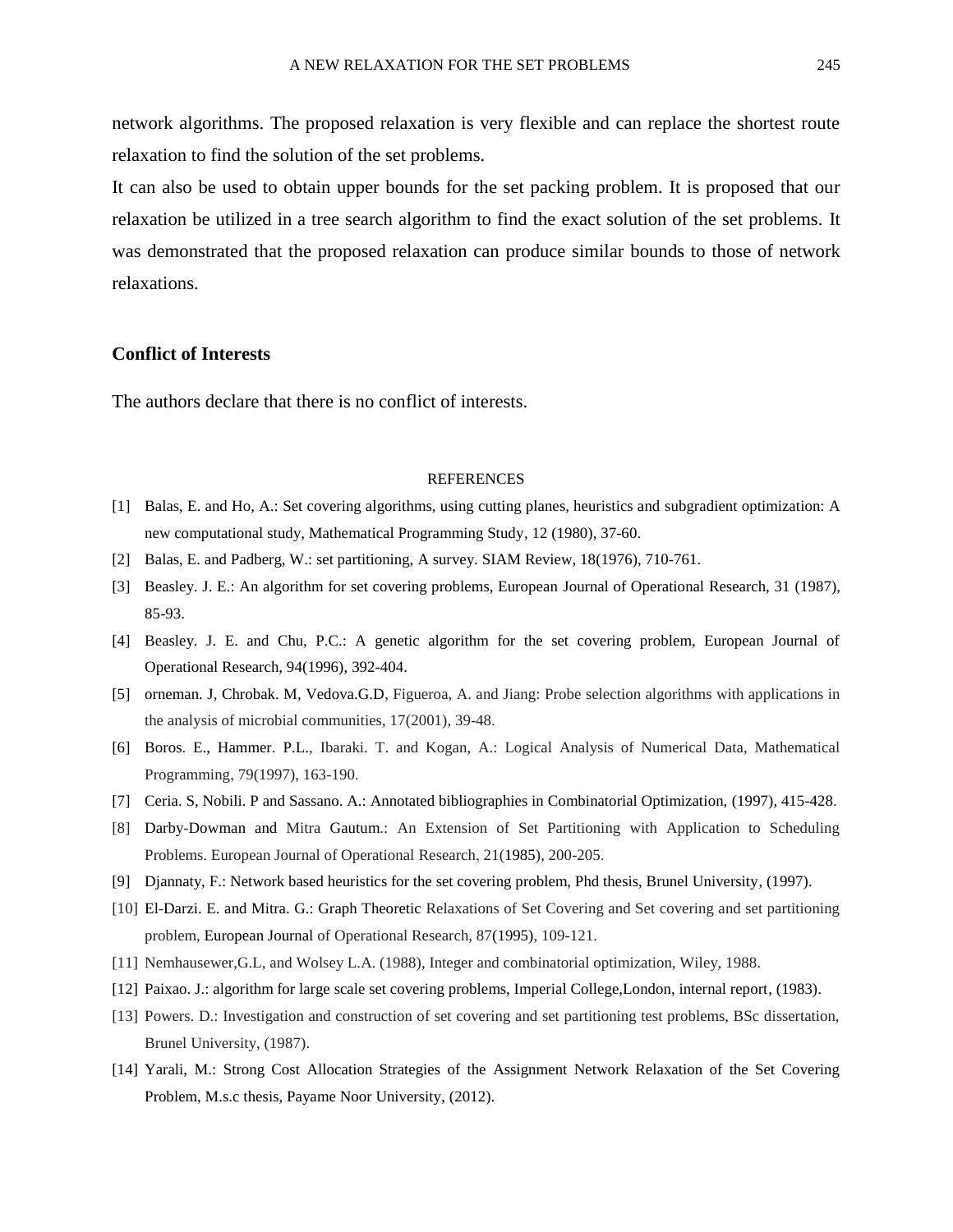network algorithms. The proposed relaxation is very flexible and can replace the shortest route relaxation to find the solution of the set problems.

It can also be used to obtain upper bounds for the set packing problem. It is proposed that our relaxation be utilized in a tree search algorithm to find the exact solution of the set problems. It was demonstrated that the proposed relaxation can produce similar bounds to those of network relaxations.

## Conflict of Interests

The authors declare that there is no conflict of interests.

## REFERENCES

[1] Balas, E. and Ho, A.: Set covering algorithms, using cutting planes, heuristics and subgradient optimization: A new computational study, Mathematical Programming Study, 12 (1980), 37-60.

[2] Balas, E. and Padberg, W.: set partitioning, A survey. SIAM Review, 18(1976), 710-761.

[3] Beasley. J. E.: An algorithm for set covering problems, European Journal of Operational Research, 31 (1987), 85-93.

[4] Beasley. J. E. and Chu, P.C.: A genetic algorithm for the set covering problem, European Journal of Operational Research, 94(1996), 392-404.

[5] orneman. J, Chrobak. M, Vedova.G.D, Figueroa, A. and Jiang: Probe selection algorithms with applications in the analysis of microbial communities, 17(2001), 39-48.

[6] Boros. E., Hammer. P.L., Ibaraki. T. and Kogan, A.: Logical Analysis of Numerical Data, Mathematical Programming, 79(1997), 163-190.

[7] Ceria. S, Nobili. P and Sassano. A.: Annotated bibliographies in Combinatorial Optimization, (1997), 415-428.

[8] Darby-Dowman and Mitra Gautum.: An Extension of Set Partitioning with Application to Scheduling Problems. European Journal of Operational Research, 21(1985), 200-205.

[9] Djannaty, F.: Network based heuristics for the set covering problem, Phd thesis, Brunel University, (1997).

[10] El-Darzi. E. and Mitra. G.: Graph Theoretic Relaxations of Set Covering and Set covering and set partitioning problem, European Journal of Operational Research, 87(1995), 109-121.

[11] Nemhausewer,G.L, and Wolsey L.A. (1988), Integer and combinatorial optimization, Wiley, 1988.

[12] Paixao. J.: algorithm for large scale set covering problems, Imperial College,London, internal report, (1983).

[13] Powers. D.: Investigation and construction of set covering and set partitioning test problems, BSc dissertation, Brunel University, (1987).

[14] Yarali, M.: Strong Cost Allocation Strategies of the Assignment Network Relaxation of the Set Covering Problem, M.s.c thesis, Payame Noor University, (2012).